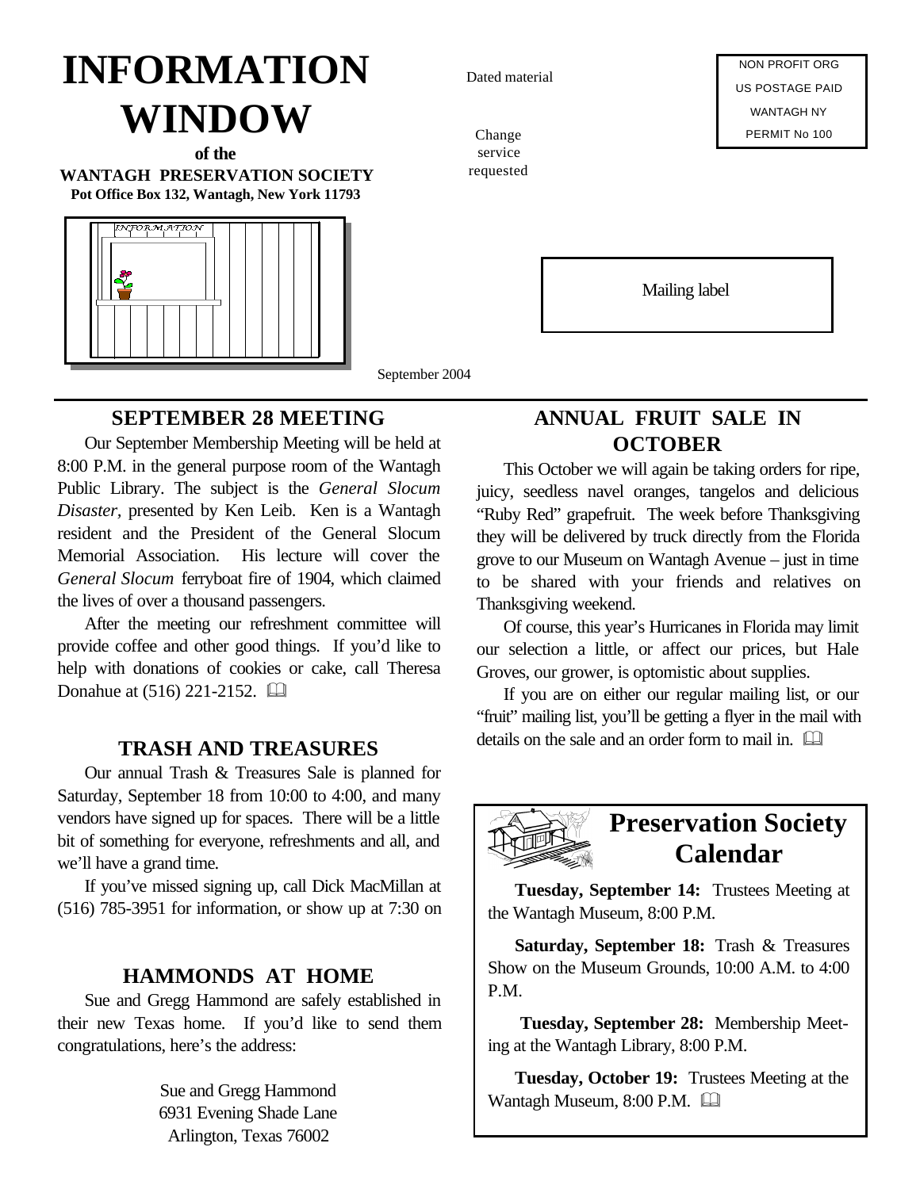# INFORMATION WINDOW

**of the**

**WANTAGH PRESERVATION SOCIETY**

**Pot Office Box 132, Wantagh, New York 11793**

Dated material

Change service requested

NON PROFIT ORG
US POSTAGE PAID
WANTAGH NY
PERMIT No 100

Mailing label

September 2004

## SEPTEMBER 28 MEETING

Our September Membership Meeting will be held at 8:00 P.M. in the general purpose room of the Wantagh Public Library. The subject is the *General Slocum Disaster*, presented by Ken Leib. Ken is a Wantagh resident and the President of the General Slocum Memorial Association. His lecture will cover the *General Slocum* ferryboat fire of 1904, which claimed the lives of over a thousand passengers.

After the meeting our refreshment committee will provide coffee and other good things. If you'd like to help with donations of cookies or cake, call Theresa Donahue at (516) 221-2152. 🕮

## TRASH AND TREASURES

Our annual Trash & Treasures Sale is planned for Saturday, September 18 from 10:00 to 4:00, and many vendors have signed up for spaces. There will be a little bit of something for everyone, refreshments and all, and we'll have a grand time.

If you've missed signing up, call Dick MacMillan at (516) 785-3951 for information, or show up at 7:30 on

## HAMMONDS AT HOME

Sue and Gregg Hammond are safely established in their new Texas home. If you'd like to send them congratulations, here's the address:

Sue and Gregg Hammond
6931 Evening Shade Lane
Arlington, Texas 76002

## ANNUAL FRUIT SALE IN OCTOBER

This October we will again be taking orders for ripe, juicy, seedless navel oranges, tangelos and delicious "Ruby Red" grapefruit. The week before Thanksgiving they will be delivered by truck directly from the Florida grove to our Museum on Wantagh Avenue – just in time to be shared with your friends and relatives on Thanksgiving weekend.

Of course, this year's Hurricanes in Florida may limit our selection a little, or affect our prices, but Hale Groves, our grower, is optomistic about supplies.

If you are on either our regular mailing list, or our "fruit" mailing list, you'll be getting a flyer in the mail with details on the sale and an order form to mail in. 🕮

## Preservation Society Calendar

**Tuesday, September 14:** Trustees Meeting at the Wantagh Museum, 8:00 P.M.

**Saturday, September 18:** Trash & Treasures Show on the Museum Grounds, 10:00 A.M. to 4:00 P.M.

**Tuesday, September 28:** Membership Meeting at the Wantagh Library, 8:00 P.M.

**Tuesday, October 19:** Trustees Meeting at the Wantagh Museum, 8:00 P.M. 🕮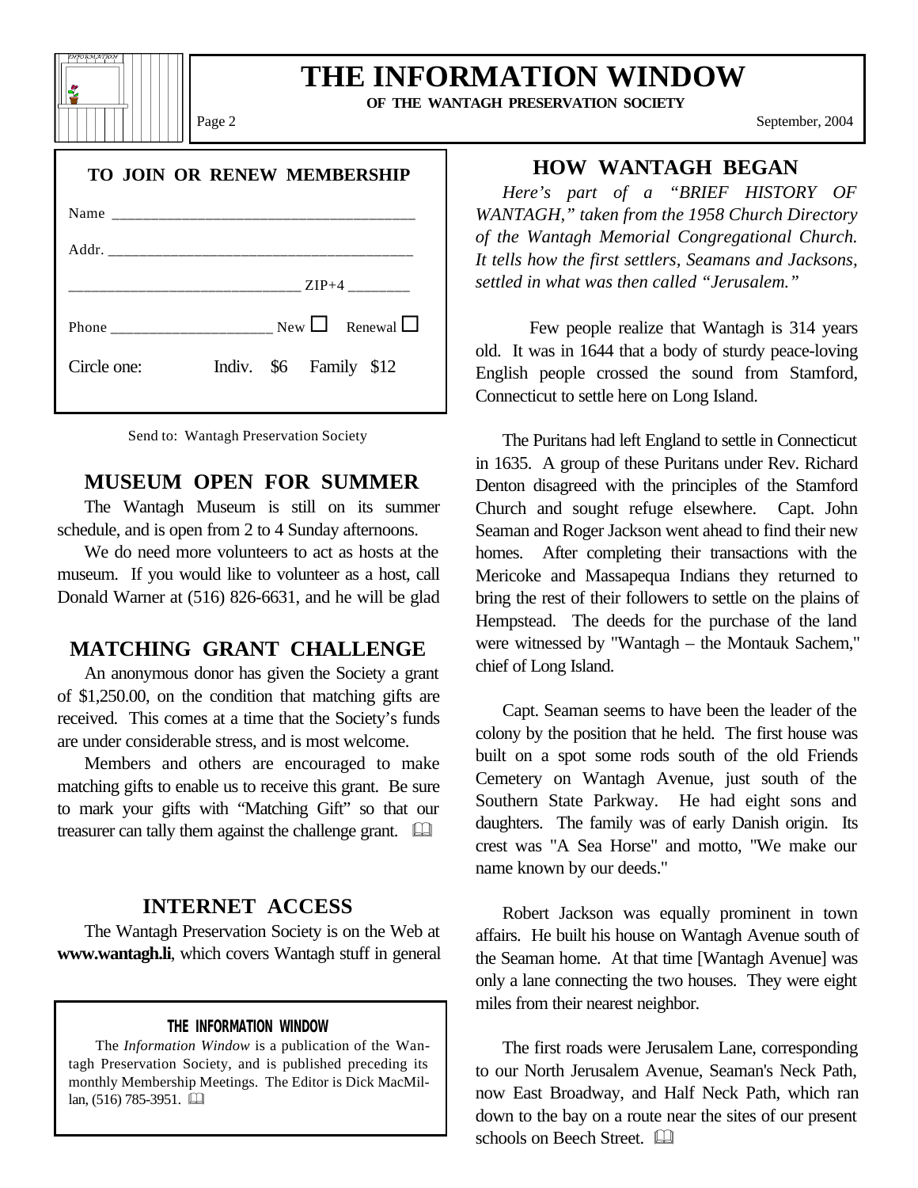# THE INFORMATION WINDOW

**OF THE WANTAGH PRESERVATION SOCIETY**

September, 2004

### TO JOIN OR RENEW MEMBERSHIP

Name ______________________________________

Addr. ______________________________________

_____________________________ ZIP+4 ________

Phone _____________________ New ☐ Renewal ☐

Circle one: Indiv. $6 Family $12

Send to: Wantagh Preservation Society

## MUSEUM OPEN FOR SUMMER

The Wantagh Museum is still on its summer schedule, and is open from 2 to 4 Sunday afternoons.

We do need more volunteers to act as hosts at the museum. If you would like to volunteer as a host, call Donald Warner at (516) 826-6631, and he will be glad

## MATCHING GRANT CHALLENGE

An anonymous donor has given the Society a grant of $1,250.00, on the condition that matching gifts are received. This comes at a time that the Society's funds are under considerable stress, and is most welcome.

Members and others are encouraged to make matching gifts to enable us to receive this grant. Be sure to mark your gifts with "Matching Gift" so that our treasurer can tally them against the challenge grant. 🕮

## INTERNET ACCESS

The Wantagh Preservation Society is on the Web at **www.wantagh.li**, which covers Wantagh stuff in general

**THE INFORMATION WINDOW**

The *Information Window* is a publication of the Wantagh Preservation Society, and is published preceding its monthly Membership Meetings. The Editor is Dick MacMillan, (516) 785-3951. 🕮

## HOW WANTAGH BEGAN

*Here's part of a "BRIEF HISTORY OF WANTAGH," taken from the 1958 Church Directory of the Wantagh Memorial Congregational Church. It tells how the first settlers, Seamans and Jacksons, settled in what was then called "Jerusalem."*

Few people realize that Wantagh is 314 years old. It was in 1644 that a body of sturdy peace-loving English people crossed the sound from Stamford, Connecticut to settle here on Long Island.

The Puritans had left England to settle in Connecticut in 1635. A group of these Puritans under Rev. Richard Denton disagreed with the principles of the Stamford Church and sought refuge elsewhere. Capt. John Seaman and Roger Jackson went ahead to find their new homes. After completing their transactions with the Mericoke and Massapequa Indians they returned to bring the rest of their followers to settle on the plains of Hempstead. The deeds for the purchase of the land were witnessed by "Wantagh – the Montauk Sachem," chief of Long Island.

Capt. Seaman seems to have been the leader of the colony by the position that he held. The first house was built on a spot some rods south of the old Friends Cemetery on Wantagh Avenue, just south of the Southern State Parkway. He had eight sons and daughters. The family was of early Danish origin. Its crest was "A Sea Horse" and motto, "We make our name known by our deeds."

Robert Jackson was equally prominent in town affairs. He built his house on Wantagh Avenue south of the Seaman home. At that time [Wantagh Avenue] was only a lane connecting the two houses. They were eight miles from their nearest neighbor.

The first roads were Jerusalem Lane, corresponding to our North Jerusalem Avenue, Seaman's Neck Path, now East Broadway, and Half Neck Path, which ran down to the bay on a route near the sites of our present schools on Beech Street. 🕮